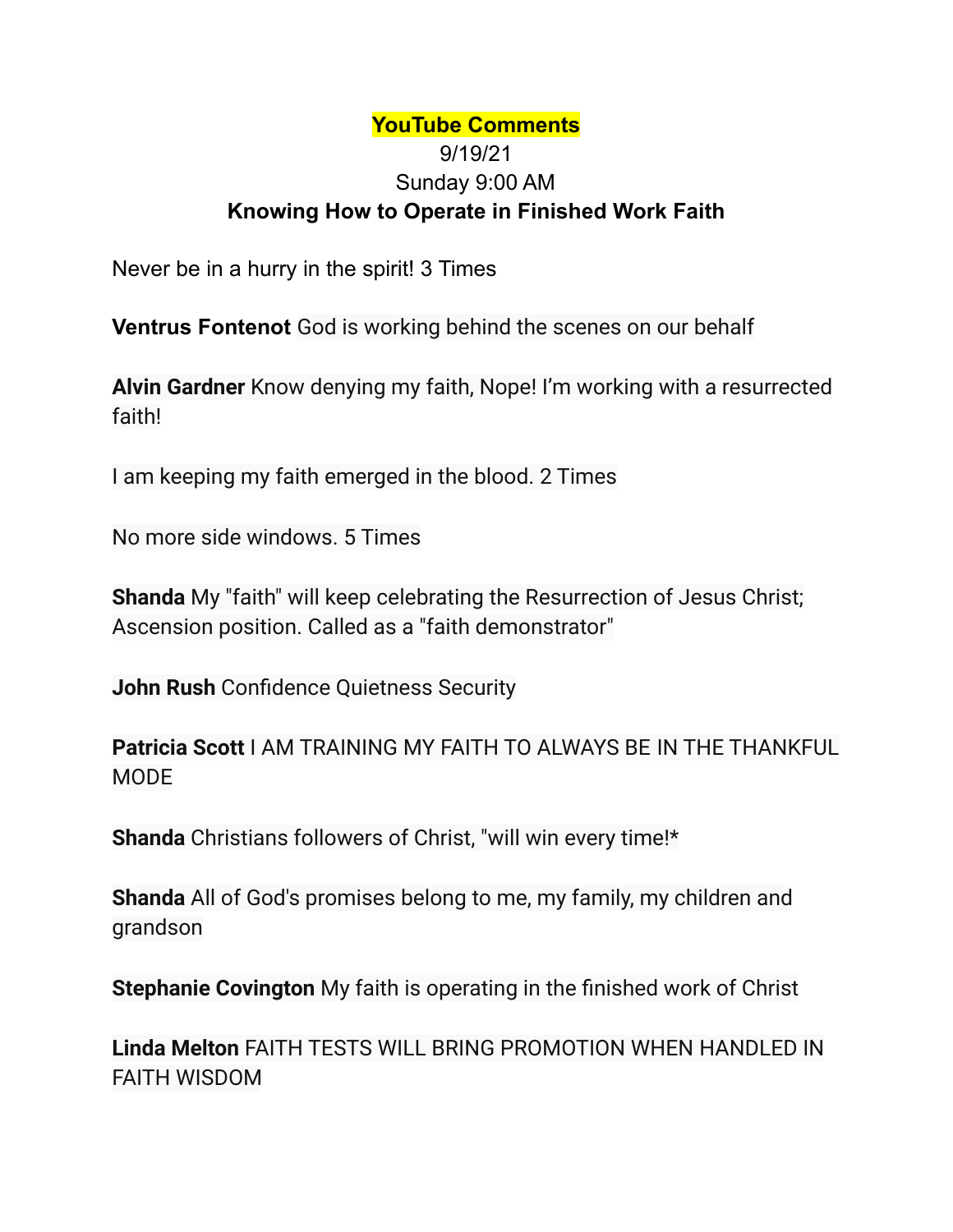**YouTube Comments**

9/19/21

Sunday 9:00 AM

**Knowing How to Operate in Finished Work Faith**

Never be in a hurry in the spirit! 3 Times

**Ventrus Fontenot** God is working behind the scenes on our behalf

**Alvin Gardner** Know denying my faith, Nope! I'm working with a resurrected faith!

I am keeping my faith emerged in the blood. 2 Times

No more side windows. 5 Times

**Shanda** My "faith" will keep celebrating the Resurrection of Jesus Christ; Ascension position. Called as a "faith demonstrator"

**John Rush** Confidence Quietness Security

**Patricia Scott** I AM TRAINING MY FAITH TO ALWAYS BE IN THE THANKFUL MODE

**Shanda** Christians followers of Christ, "will win every time!*

**Shanda** All of God's promises belong to me, my family, my children and grandson

**Stephanie Covington** My faith is operating in the finished work of Christ

**Linda Melton** FAITH TESTS WILL BRING PROMOTION WHEN HANDLED IN FAITH WISDOM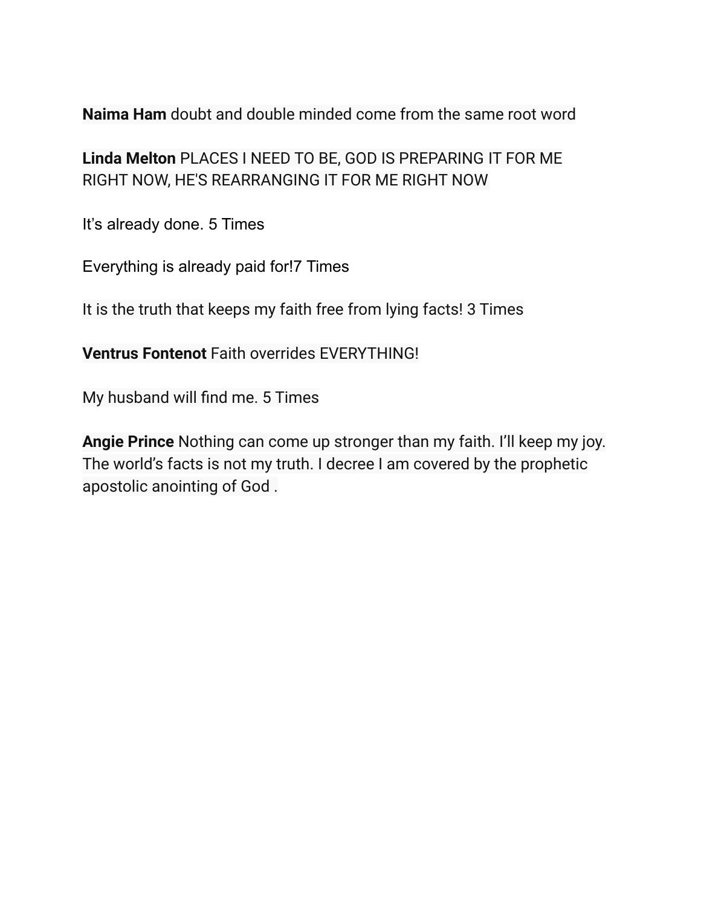**Naima Ham** doubt and double minded come from the same root word

**Linda Melton** PLACES I NEED TO BE, GOD IS PREPARING IT FOR ME RIGHT NOW, HE'S REARRANGING IT FOR ME RIGHT NOW

It's already done. 5 Times

Everything is already paid for!7 Times

It is the truth that keeps my faith free from lying facts! 3 Times

**Ventrus Fontenot** Faith overrides EVERYTHING!

My husband will find me. 5 Times

**Angie Prince** Nothing can come up stronger than my faith. I'll keep my joy. The world's facts is not my truth. I decree I am covered by the prophetic apostolic anointing of God .